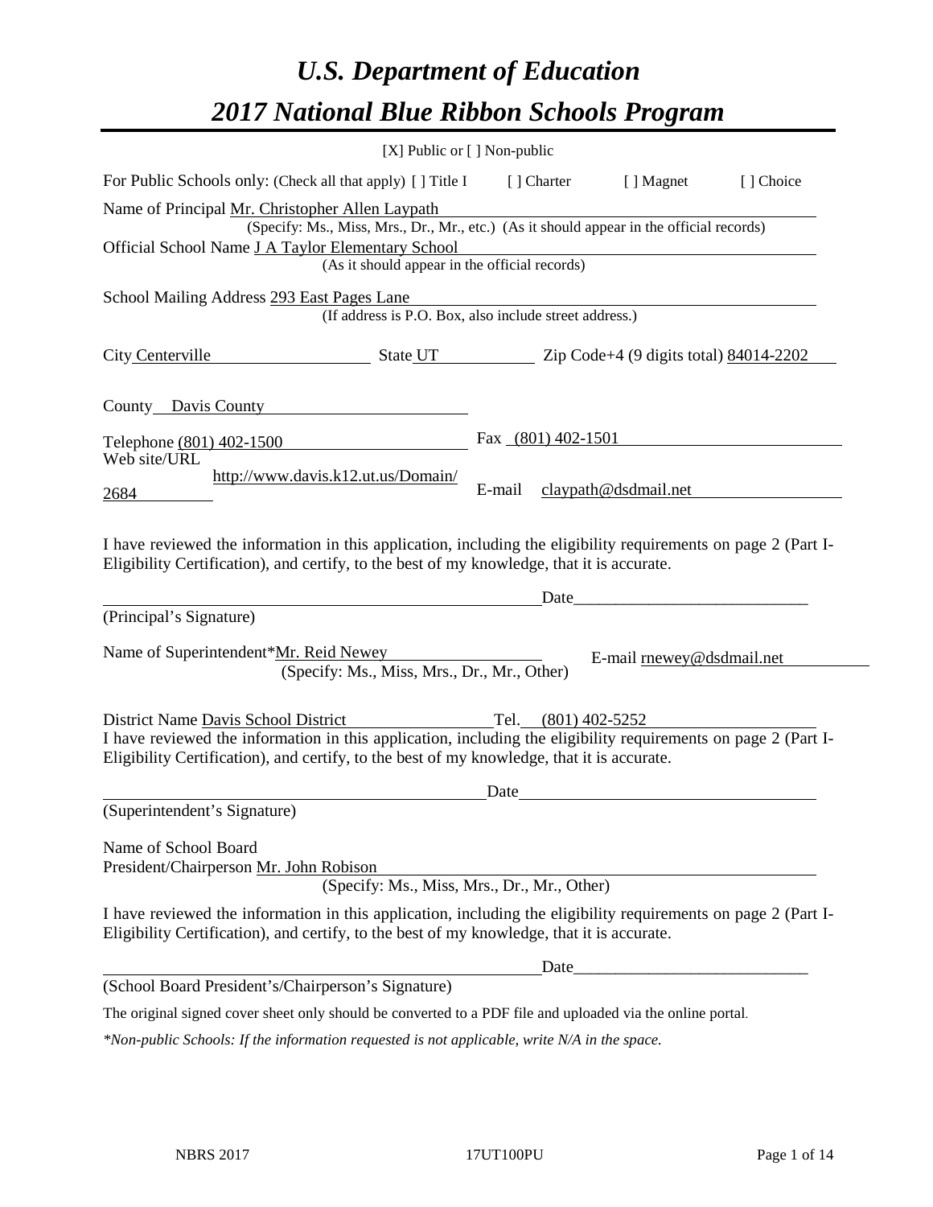# *U.S. Department of Education*
# *2017 National Blue Ribbon Schools Program*

[X] Public or [ ] Non-public

For Public Schools only: (Check all that apply) [ ] Title I [ ] Charter [ ] Magnet [ ] Choice

Name of Principal Mr. Christopher Allen Laypath
(Specify: Ms., Miss, Mrs., Dr., Mr., etc.) (As it should appear in the official records)

Official School Name J A Taylor Elementary School
(As it should appear in the official records)

School Mailing Address 293 East Pages Lane
(If address is P.O. Box, also include street address.)

City Centerville State UT Zip Code+4 (9 digits total) 84014-2202

County Davis County

Telephone (801) 402-1500 Fax (801) 402-1501

Web site/URL http://www.davis.k12.ut.us/Domain/2684 E-mail claypath@dsdmail.net

I have reviewed the information in this application, including the eligibility requirements on page 2 (Part I-Eligibility Certification), and certify, to the best of my knowledge, that it is accurate.

_______________________________________ Date____________________________

(Principal's Signature)

Name of Superintendent*Mr. Reid Newey E-mail rnewey@dsdmail.net
(Specify: Ms., Miss, Mrs., Dr., Mr., Other)

District Name Davis School District Tel. (801) 402-5252

I have reviewed the information in this application, including the eligibility requirements on page 2 (Part I-Eligibility Certification), and certify, to the best of my knowledge, that it is accurate.

_______________________________________ Date____________________________

(Superintendent's Signature)

Name of School Board
President/Chairperson Mr. John Robison
(Specify: Ms., Miss, Mrs., Dr., Mr., Other)

I have reviewed the information in this application, including the eligibility requirements on page 2 (Part I-Eligibility Certification), and certify, to the best of my knowledge, that it is accurate.

_______________________________________ Date____________________________

(School Board President's/Chairperson's Signature)

The original signed cover sheet only should be converted to a PDF file and uploaded via the online portal.

*\*Non-public Schools: If the information requested is not applicable, write N/A in the space.*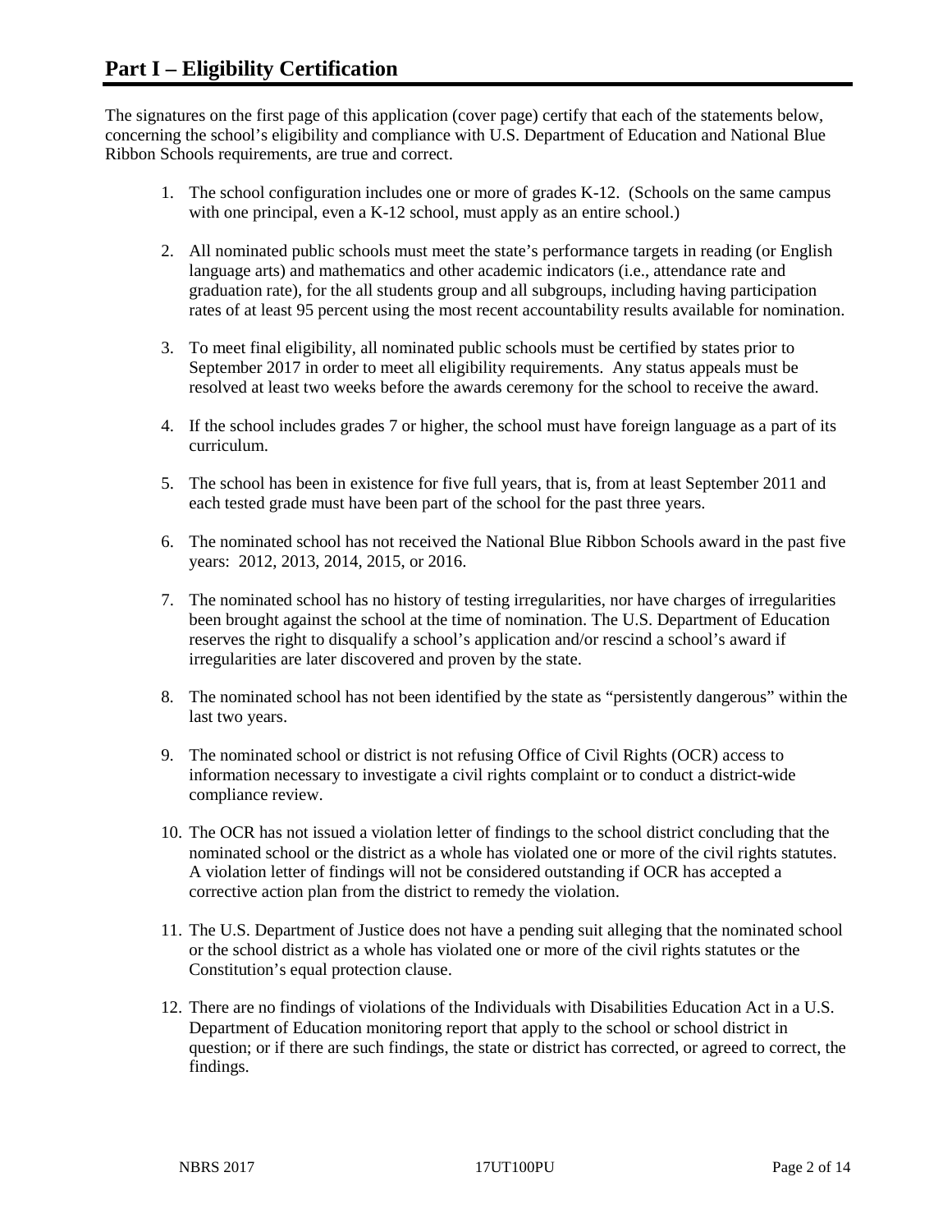# Part I – Eligibility Certification

The signatures on the first page of this application (cover page) certify that each of the statements below, concerning the school's eligibility and compliance with U.S. Department of Education and National Blue Ribbon Schools requirements, are true and correct.

1. The school configuration includes one or more of grades K-12. (Schools on the same campus with one principal, even a K-12 school, must apply as an entire school.)
2. All nominated public schools must meet the state's performance targets in reading (or English language arts) and mathematics and other academic indicators (i.e., attendance rate and graduation rate), for the all students group and all subgroups, including having participation rates of at least 95 percent using the most recent accountability results available for nomination.
3. To meet final eligibility, all nominated public schools must be certified by states prior to September 2017 in order to meet all eligibility requirements. Any status appeals must be resolved at least two weeks before the awards ceremony for the school to receive the award.
4. If the school includes grades 7 or higher, the school must have foreign language as a part of its curriculum.
5. The school has been in existence for five full years, that is, from at least September 2011 and each tested grade must have been part of the school for the past three years.
6. The nominated school has not received the National Blue Ribbon Schools award in the past five years: 2012, 2013, 2014, 2015, or 2016.
7. The nominated school has no history of testing irregularities, nor have charges of irregularities been brought against the school at the time of nomination. The U.S. Department of Education reserves the right to disqualify a school's application and/or rescind a school's award if irregularities are later discovered and proven by the state.
8. The nominated school has not been identified by the state as "persistently dangerous" within the last two years.
9. The nominated school or district is not refusing Office of Civil Rights (OCR) access to information necessary to investigate a civil rights complaint or to conduct a district-wide compliance review.
10. The OCR has not issued a violation letter of findings to the school district concluding that the nominated school or the district as a whole has violated one or more of the civil rights statutes. A violation letter of findings will not be considered outstanding if OCR has accepted a corrective action plan from the district to remedy the violation.
11. The U.S. Department of Justice does not have a pending suit alleging that the nominated school or the school district as a whole has violated one or more of the civil rights statutes or the Constitution's equal protection clause.
12. There are no findings of violations of the Individuals with Disabilities Education Act in a U.S. Department of Education monitoring report that apply to the school or school district in question; or if there are such findings, the state or district has corrected, or agreed to correct, the findings.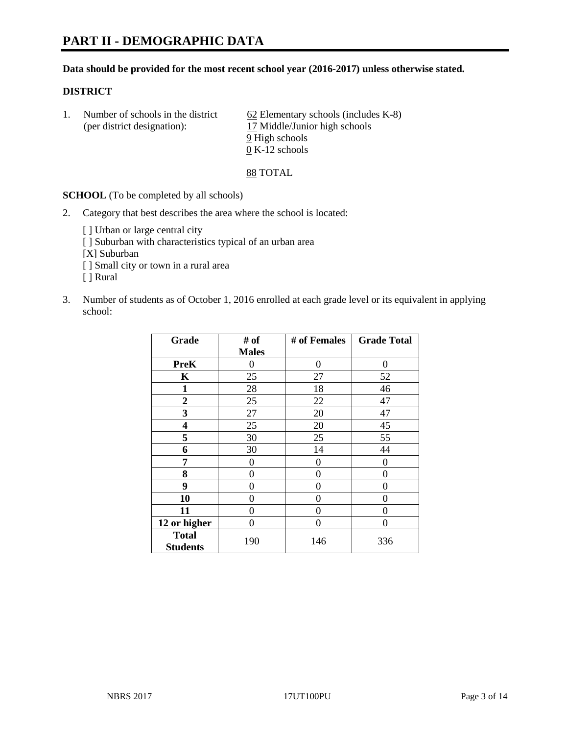# PART II - DEMOGRAPHIC DATA

**Data should be provided for the most recent school year (2016-2017) unless otherwise stated.**

**DISTRICT**

1. Number of schools in the district (per district designation):
   62 Elementary schools (includes K-8)
   17 Middle/Junior high schools
   9 High schools
   0 K-12 schools

   88 TOTAL

**SCHOOL** (To be completed by all schools)

2. Category that best describes the area where the school is located:

   [ ] Urban or large central city
   [ ] Suburban with characteristics typical of an urban area
   [X] Suburban
   [ ] Small city or town in a rural area
   [ ] Rural

3. Number of students as of October 1, 2016 enrolled at each grade level or its equivalent in applying school:

| Grade | # of Males | # of Females | Grade Total |
|---|---|---|---|
| **PreK** | 0 | 0 | 0 |
| **K** | 25 | 27 | 52 |
| **1** | 28 | 18 | 46 |
| **2** | 25 | 22 | 47 |
| **3** | 27 | 20 | 47 |
| **4** | 25 | 20 | 45 |
| **5** | 30 | 25 | 55 |
| **6** | 30 | 14 | 44 |
| **7** | 0 | 0 | 0 |
| **8** | 0 | 0 | 0 |
| **9** | 0 | 0 | 0 |
| **10** | 0 | 0 | 0 |
| **11** | 0 | 0 | 0 |
| **12 or higher** | 0 | 0 | 0 |
| **Total Students** | 190 | 146 | 336 |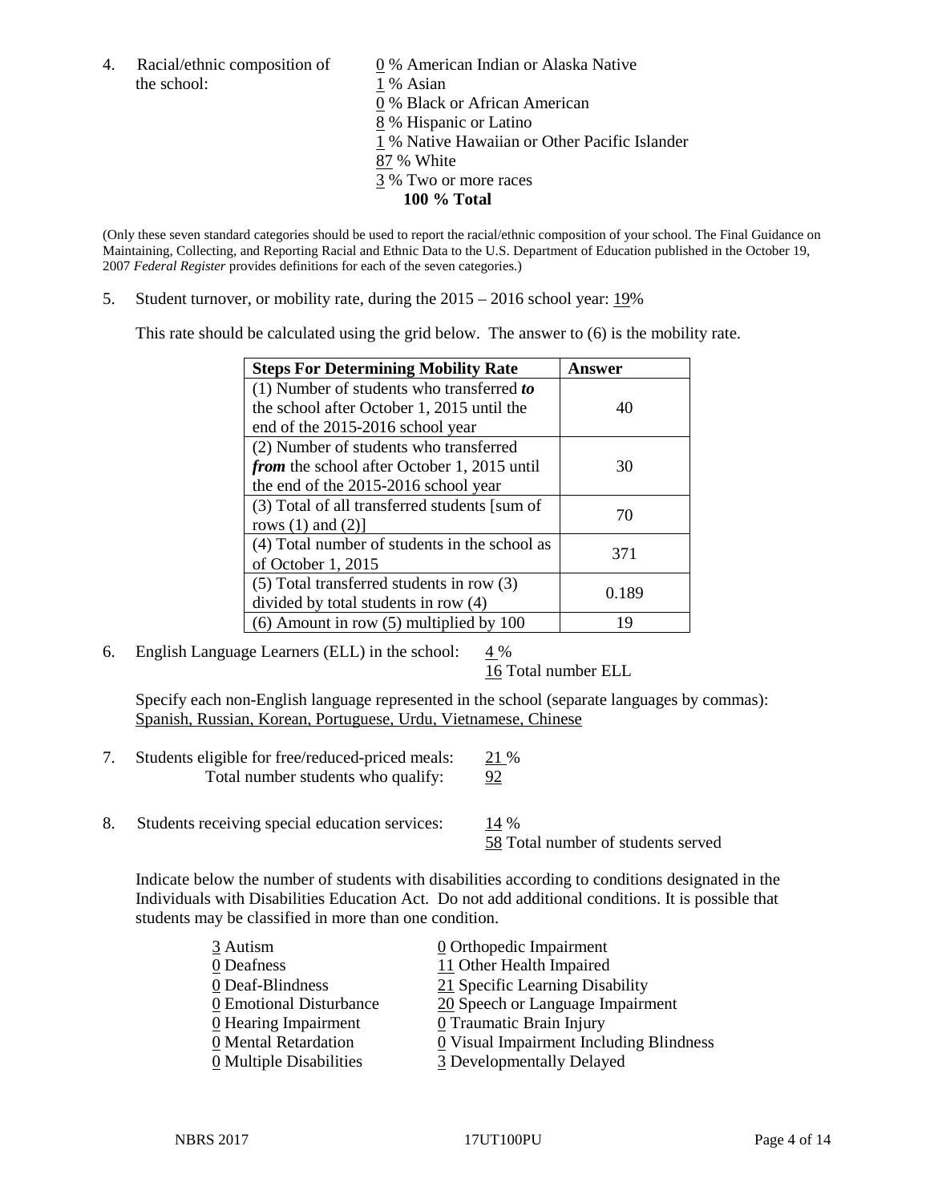4. Racial/ethnic composition of the school:

0 % American Indian or Alaska Native
1 % Asian
0 % Black or African American
8 % Hispanic or Latino
1 % Native Hawaiian or Other Pacific Islander
87 % White
3 % Two or more races
**100 % Total**

(Only these seven standard categories should be used to report the racial/ethnic composition of your school. The Final Guidance on Maintaining, Collecting, and Reporting Racial and Ethnic Data to the U.S. Department of Education published in the October 19, 2007 *Federal Register* provides definitions for each of the seven categories.)

5. Student turnover, or mobility rate, during the 2015 – 2016 school year: 19%

This rate should be calculated using the grid below. The answer to (6) is the mobility rate.

| Steps For Determining Mobility Rate | Answer |
|---|---|
| (1) Number of students who transferred ***to*** the school after October 1, 2015 until the end of the 2015-2016 school year | 40 |
| (2) Number of students who transferred ***from*** the school after October 1, 2015 until the end of the 2015-2016 school year | 30 |
| (3) Total of all transferred students [sum of rows (1) and (2)] | 70 |
| (4) Total number of students in the school as of October 1, 2015 | 371 |
| (5) Total transferred students in row (3) divided by total students in row (4) | 0.189 |
| (6) Amount in row (5) multiplied by 100 | 19 |

6. English Language Learners (ELL) in the school: 4 %
16 Total number ELL

Specify each non-English language represented in the school (separate languages by commas):
Spanish, Russian, Korean, Portuguese, Urdu, Vietnamese, Chinese

7. Students eligible for free/reduced-priced meals: 21 %
Total number students who qualify: 92

8. Students receiving special education services: 14 %
58 Total number of students served

Indicate below the number of students with disabilities according to conditions designated in the Individuals with Disabilities Education Act. Do not add additional conditions. It is possible that students may be classified in more than one condition.

3 Autism
0 Deafness
0 Deaf-Blindness
0 Emotional Disturbance
0 Hearing Impairment
0 Mental Retardation
0 Multiple Disabilities
0 Orthopedic Impairment
11 Other Health Impaired
21 Specific Learning Disability
20 Speech or Language Impairment
0 Traumatic Brain Injury
0 Visual Impairment Including Blindness
3 Developmentally Delayed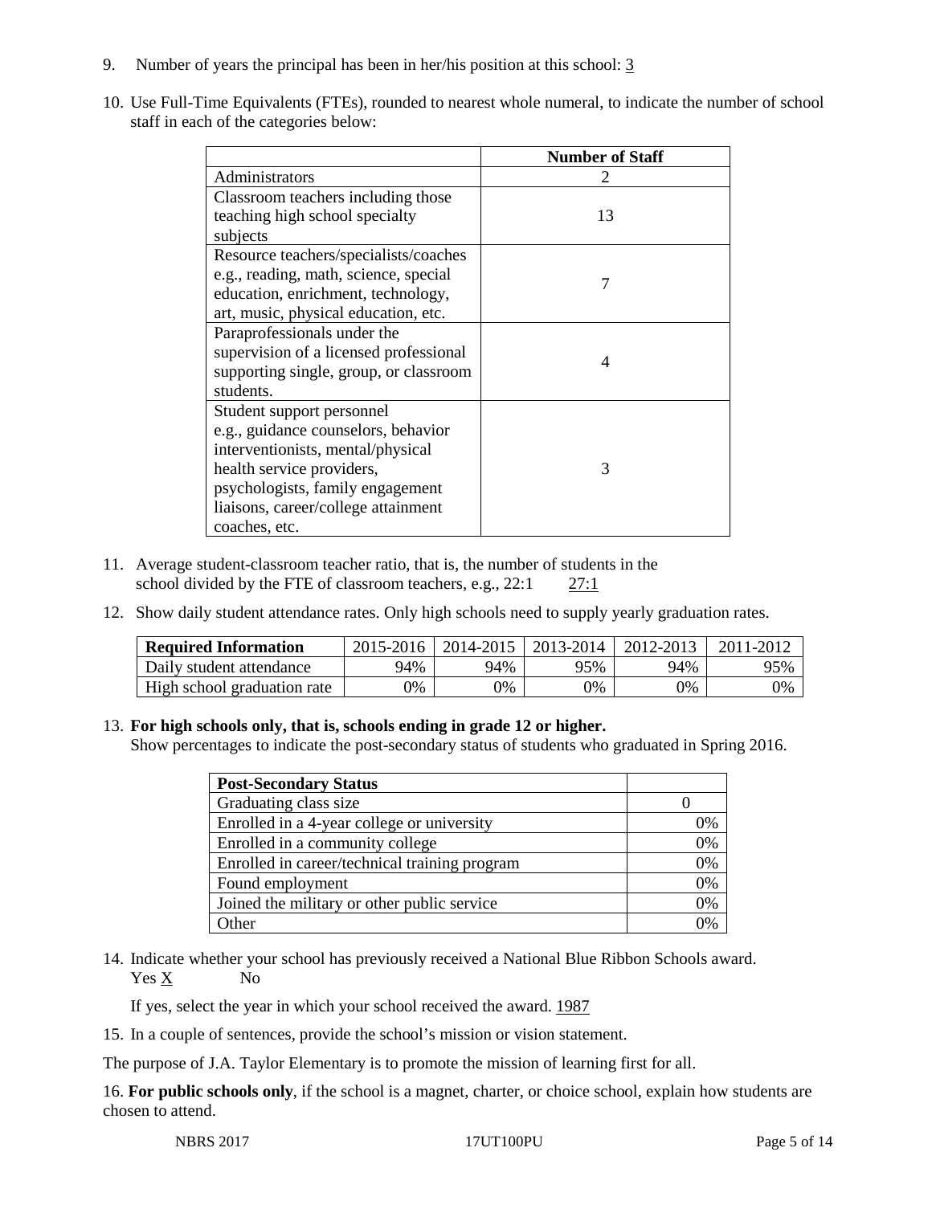9. Number of years the principal has been in her/his position at this school: 3

10. Use Full-Time Equivalents (FTEs), rounded to nearest whole numeral, to indicate the number of school staff in each of the categories below:

| | Number of Staff |
|---|---|
| Administrators | 2 |
| Classroom teachers including those teaching high school specialty subjects | 13 |
| Resource teachers/specialists/coaches e.g., reading, math, science, special education, enrichment, technology, art, music, physical education, etc. | 7 |
| Paraprofessionals under the supervision of a licensed professional supporting single, group, or classroom students. | 4 |
| Student support personnel e.g., guidance counselors, behavior interventionists, mental/physical health service providers, psychologists, family engagement liaisons, career/college attainment coaches, etc. | 3 |

11. Average student-classroom teacher ratio, that is, the number of students in the school divided by the FTE of classroom teachers, e.g., 22:1 27:1

12. Show daily student attendance rates. Only high schools need to supply yearly graduation rates.

| Required Information | 2015-2016 | 2014-2015 | 2013-2014 | 2012-2013 | 2011-2012 |
|---|---|---|---|---|---|
| Daily student attendance | 94% | 94% | 95% | 94% | 95% |
| High school graduation rate | 0% | 0% | 0% | 0% | 0% |

13. **For high schools only, that is, schools ending in grade 12 or higher.**
Show percentages to indicate the post-secondary status of students who graduated in Spring 2016.

| Post-Secondary Status | |
|---|---|
| Graduating class size | 0 |
| Enrolled in a 4-year college or university | 0% |
| Enrolled in a community college | 0% |
| Enrolled in career/technical training program | 0% |
| Found employment | 0% |
| Joined the military or other public service | 0% |
| Other | 0% |

14. Indicate whether your school has previously received a National Blue Ribbon Schools award.
Yes X No

If yes, select the year in which your school received the award. 1987

15. In a couple of sentences, provide the school's mission or vision statement.

The purpose of J.A. Taylor Elementary is to promote the mission of learning first for all.

16. **For public schools only**, if the school is a magnet, charter, or choice school, explain how students are chosen to attend.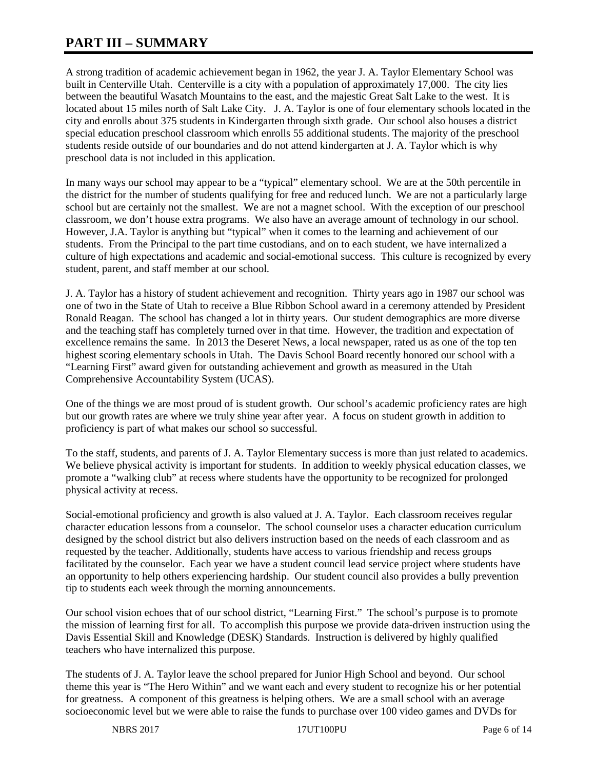# PART III – SUMMARY

A strong tradition of academic achievement began in 1962, the year J. A. Taylor Elementary School was built in Centerville Utah. Centerville is a city with a population of approximately 17,000. The city lies between the beautiful Wasatch Mountains to the east, and the majestic Great Salt Lake to the west. It is located about 15 miles north of Salt Lake City. J. A. Taylor is one of four elementary schools located in the city and enrolls about 375 students in Kindergarten through sixth grade. Our school also houses a district special education preschool classroom which enrolls 55 additional students. The majority of the preschool students reside outside of our boundaries and do not attend kindergarten at J. A. Taylor which is why preschool data is not included in this application.

In many ways our school may appear to be a "typical" elementary school. We are at the 50th percentile in the district for the number of students qualifying for free and reduced lunch. We are not a particularly large school but are certainly not the smallest. We are not a magnet school. With the exception of our preschool classroom, we don't house extra programs. We also have an average amount of technology in our school. However, J.A. Taylor is anything but "typical" when it comes to the learning and achievement of our students. From the Principal to the part time custodians, and on to each student, we have internalized a culture of high expectations and academic and social-emotional success. This culture is recognized by every student, parent, and staff member at our school.

J. A. Taylor has a history of student achievement and recognition. Thirty years ago in 1987 our school was one of two in the State of Utah to receive a Blue Ribbon School award in a ceremony attended by President Ronald Reagan. The school has changed a lot in thirty years. Our student demographics are more diverse and the teaching staff has completely turned over in that time. However, the tradition and expectation of excellence remains the same. In 2013 the Deseret News, a local newspaper, rated us as one of the top ten highest scoring elementary schools in Utah. The Davis School Board recently honored our school with a "Learning First" award given for outstanding achievement and growth as measured in the Utah Comprehensive Accountability System (UCAS).

One of the things we are most proud of is student growth. Our school's academic proficiency rates are high but our growth rates are where we truly shine year after year. A focus on student growth in addition to proficiency is part of what makes our school so successful.

To the staff, students, and parents of J. A. Taylor Elementary success is more than just related to academics. We believe physical activity is important for students. In addition to weekly physical education classes, we promote a "walking club" at recess where students have the opportunity to be recognized for prolonged physical activity at recess.

Social-emotional proficiency and growth is also valued at J. A. Taylor. Each classroom receives regular character education lessons from a counselor. The school counselor uses a character education curriculum designed by the school district but also delivers instruction based on the needs of each classroom and as requested by the teacher. Additionally, students have access to various friendship and recess groups facilitated by the counselor. Each year we have a student council lead service project where students have an opportunity to help others experiencing hardship. Our student council also provides a bully prevention tip to students each week through the morning announcements.

Our school vision echoes that of our school district, "Learning First." The school's purpose is to promote the mission of learning first for all. To accomplish this purpose we provide data-driven instruction using the Davis Essential Skill and Knowledge (DESK) Standards. Instruction is delivered by highly qualified teachers who have internalized this purpose.

The students of J. A. Taylor leave the school prepared for Junior High School and beyond. Our school theme this year is "The Hero Within" and we want each and every student to recognize his or her potential for greatness. A component of this greatness is helping others. We are a small school with an average socioeconomic level but we were able to raise the funds to purchase over 100 video games and DVDs for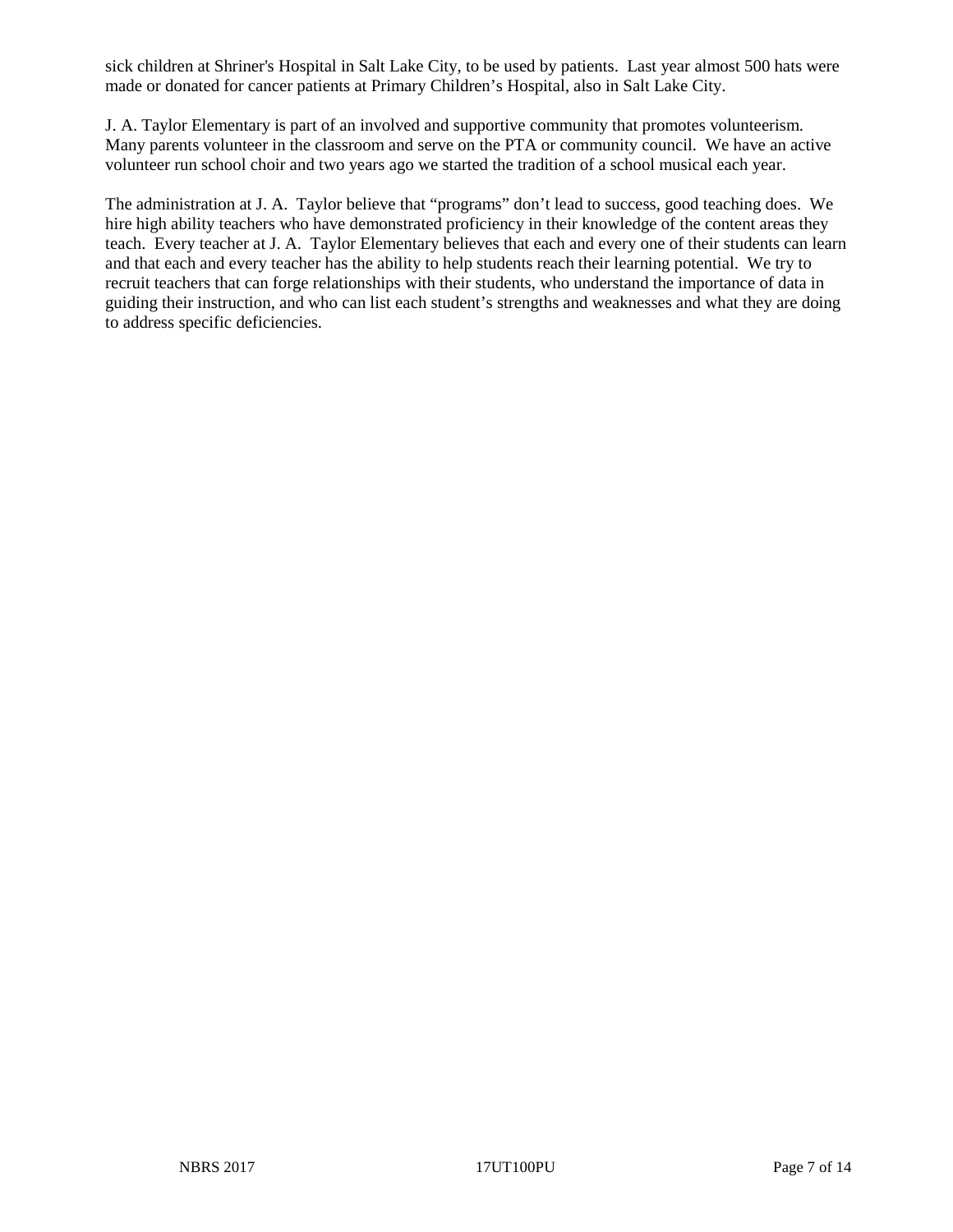sick children at Shriner's Hospital in Salt Lake City, to be used by patients. Last year almost 500 hats were made or donated for cancer patients at Primary Children's Hospital, also in Salt Lake City.

J. A. Taylor Elementary is part of an involved and supportive community that promotes volunteerism. Many parents volunteer in the classroom and serve on the PTA or community council. We have an active volunteer run school choir and two years ago we started the tradition of a school musical each year.

The administration at J. A. Taylor believe that "programs" don't lead to success, good teaching does. We hire high ability teachers who have demonstrated proficiency in their knowledge of the content areas they teach. Every teacher at J. A. Taylor Elementary believes that each and every one of their students can learn and that each and every teacher has the ability to help students reach their learning potential. We try to recruit teachers that can forge relationships with their students, who understand the importance of data in guiding their instruction, and who can list each student's strengths and weaknesses and what they are doing to address specific deficiencies.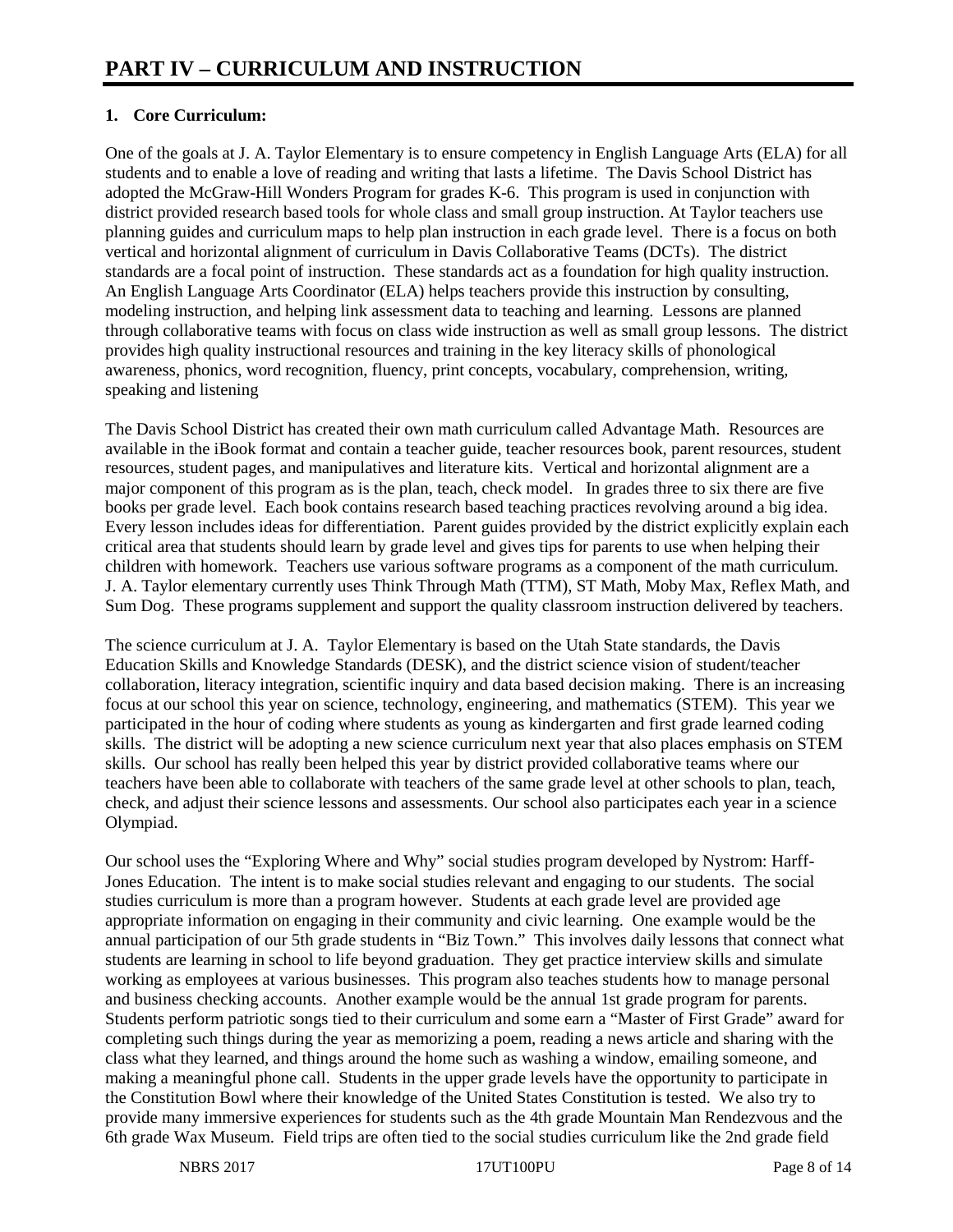# PART IV – CURRICULUM AND INSTRUCTION

**1. Core Curriculum:**

One of the goals at J. A. Taylor Elementary is to ensure competency in English Language Arts (ELA) for all students and to enable a love of reading and writing that lasts a lifetime. The Davis School District has adopted the McGraw-Hill Wonders Program for grades K-6. This program is used in conjunction with district provided research based tools for whole class and small group instruction. At Taylor teachers use planning guides and curriculum maps to help plan instruction in each grade level. There is a focus on both vertical and horizontal alignment of curriculum in Davis Collaborative Teams (DCTs). The district standards are a focal point of instruction. These standards act as a foundation for high quality instruction. An English Language Arts Coordinator (ELA) helps teachers provide this instruction by consulting, modeling instruction, and helping link assessment data to teaching and learning. Lessons are planned through collaborative teams with focus on class wide instruction as well as small group lessons. The district provides high quality instructional resources and training in the key literacy skills of phonological awareness, phonics, word recognition, fluency, print concepts, vocabulary, comprehension, writing, speaking and listening

The Davis School District has created their own math curriculum called Advantage Math. Resources are available in the iBook format and contain a teacher guide, teacher resources book, parent resources, student resources, student pages, and manipulatives and literature kits. Vertical and horizontal alignment are a major component of this program as is the plan, teach, check model. In grades three to six there are five books per grade level. Each book contains research based teaching practices revolving around a big idea. Every lesson includes ideas for differentiation. Parent guides provided by the district explicitly explain each critical area that students should learn by grade level and gives tips for parents to use when helping their children with homework. Teachers use various software programs as a component of the math curriculum. J. A. Taylor elementary currently uses Think Through Math (TTM), ST Math, Moby Max, Reflex Math, and Sum Dog. These programs supplement and support the quality classroom instruction delivered by teachers.

The science curriculum at J. A. Taylor Elementary is based on the Utah State standards, the Davis Education Skills and Knowledge Standards (DESK), and the district science vision of student/teacher collaboration, literacy integration, scientific inquiry and data based decision making. There is an increasing focus at our school this year on science, technology, engineering, and mathematics (STEM). This year we participated in the hour of coding where students as young as kindergarten and first grade learned coding skills. The district will be adopting a new science curriculum next year that also places emphasis on STEM skills. Our school has really been helped this year by district provided collaborative teams where our teachers have been able to collaborate with teachers of the same grade level at other schools to plan, teach, check, and adjust their science lessons and assessments. Our school also participates each year in a science Olympiad.

Our school uses the "Exploring Where and Why" social studies program developed by Nystrom: Harff-Jones Education. The intent is to make social studies relevant and engaging to our students. The social studies curriculum is more than a program however. Students at each grade level are provided age appropriate information on engaging in their community and civic learning. One example would be the annual participation of our 5th grade students in "Biz Town." This involves daily lessons that connect what students are learning in school to life beyond graduation. They get practice interview skills and simulate working as employees at various businesses. This program also teaches students how to manage personal and business checking accounts. Another example would be the annual 1st grade program for parents. Students perform patriotic songs tied to their curriculum and some earn a "Master of First Grade" award for completing such things during the year as memorizing a poem, reading a news article and sharing with the class what they learned, and things around the home such as washing a window, emailing someone, and making a meaningful phone call. Students in the upper grade levels have the opportunity to participate in the Constitution Bowl where their knowledge of the United States Constitution is tested. We also try to provide many immersive experiences for students such as the 4th grade Mountain Man Rendezvous and the 6th grade Wax Museum. Field trips are often tied to the social studies curriculum like the 2nd grade field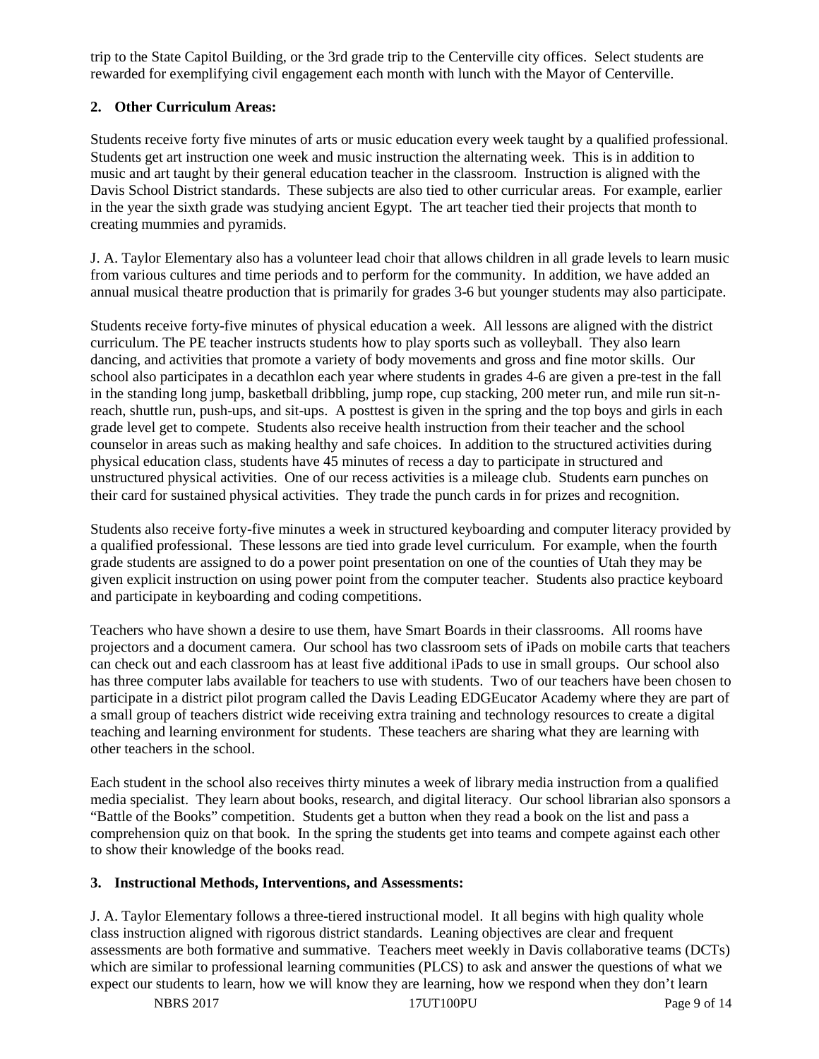trip to the State Capitol Building, or the 3rd grade trip to the Centerville city offices. Select students are rewarded for exemplifying civil engagement each month with lunch with the Mayor of Centerville.

**2. Other Curriculum Areas:**

Students receive forty five minutes of arts or music education every week taught by a qualified professional. Students get art instruction one week and music instruction the alternating week. This is in addition to music and art taught by their general education teacher in the classroom. Instruction is aligned with the Davis School District standards. These subjects are also tied to other curricular areas. For example, earlier in the year the sixth grade was studying ancient Egypt. The art teacher tied their projects that month to creating mummies and pyramids.

J. A. Taylor Elementary also has a volunteer lead choir that allows children in all grade levels to learn music from various cultures and time periods and to perform for the community. In addition, we have added an annual musical theatre production that is primarily for grades 3-6 but younger students may also participate.

Students receive forty-five minutes of physical education a week. All lessons are aligned with the district curriculum. The PE teacher instructs students how to play sports such as volleyball. They also learn dancing, and activities that promote a variety of body movements and gross and fine motor skills. Our school also participates in a decathlon each year where students in grades 4-6 are given a pre-test in the fall in the standing long jump, basketball dribbling, jump rope, cup stacking, 200 meter run, and mile run sit-n-reach, shuttle run, push-ups, and sit-ups. A posttest is given in the spring and the top boys and girls in each grade level get to compete. Students also receive health instruction from their teacher and the school counselor in areas such as making healthy and safe choices. In addition to the structured activities during physical education class, students have 45 minutes of recess a day to participate in structured and unstructured physical activities. One of our recess activities is a mileage club. Students earn punches on their card for sustained physical activities. They trade the punch cards in for prizes and recognition.

Students also receive forty-five minutes a week in structured keyboarding and computer literacy provided by a qualified professional. These lessons are tied into grade level curriculum. For example, when the fourth grade students are assigned to do a power point presentation on one of the counties of Utah they may be given explicit instruction on using power point from the computer teacher. Students also practice keyboard and participate in keyboarding and coding competitions.

Teachers who have shown a desire to use them, have Smart Boards in their classrooms. All rooms have projectors and a document camera. Our school has two classroom sets of iPads on mobile carts that teachers can check out and each classroom has at least five additional iPads to use in small groups. Our school also has three computer labs available for teachers to use with students. Two of our teachers have been chosen to participate in a district pilot program called the Davis Leading EDGEucator Academy where they are part of a small group of teachers district wide receiving extra training and technology resources to create a digital teaching and learning environment for students. These teachers are sharing what they are learning with other teachers in the school.

Each student in the school also receives thirty minutes a week of library media instruction from a qualified media specialist. They learn about books, research, and digital literacy. Our school librarian also sponsors a "Battle of the Books" competition. Students get a button when they read a book on the list and pass a comprehension quiz on that book. In the spring the students get into teams and compete against each other to show their knowledge of the books read.

**3. Instructional Methods, Interventions, and Assessments:**

J. A. Taylor Elementary follows a three-tiered instructional model. It all begins with high quality whole class instruction aligned with rigorous district standards. Leaning objectives are clear and frequent assessments are both formative and summative. Teachers meet weekly in Davis collaborative teams (DCTs) which are similar to professional learning communities (PLCS) to ask and answer the questions of what we expect our students to learn, how we will know they are learning, how we respond when they don't learn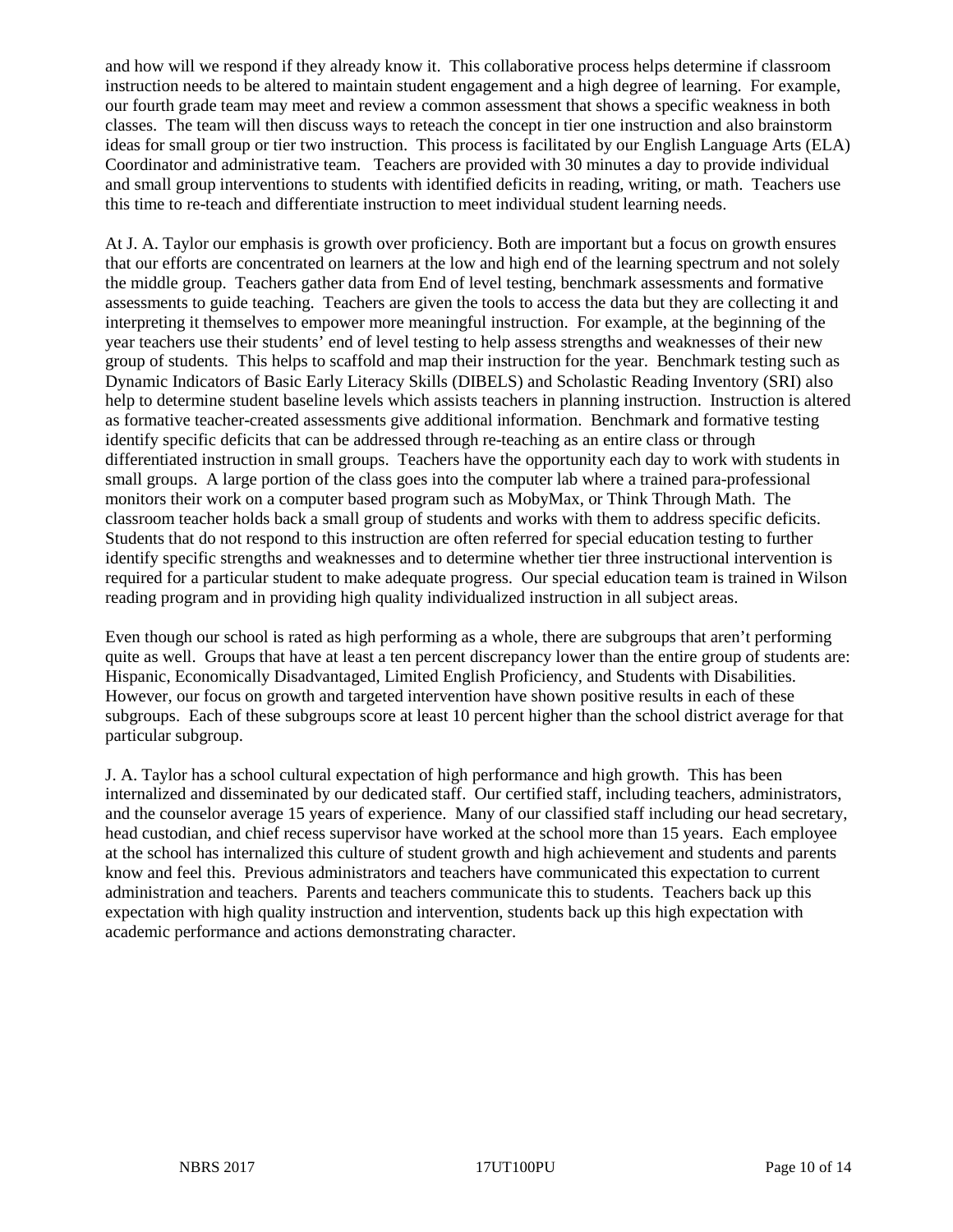and how will we respond if they already know it. This collaborative process helps determine if classroom instruction needs to be altered to maintain student engagement and a high degree of learning. For example, our fourth grade team may meet and review a common assessment that shows a specific weakness in both classes. The team will then discuss ways to reteach the concept in tier one instruction and also brainstorm ideas for small group or tier two instruction. This process is facilitated by our English Language Arts (ELA) Coordinator and administrative team. Teachers are provided with 30 minutes a day to provide individual and small group interventions to students with identified deficits in reading, writing, or math. Teachers use this time to re-teach and differentiate instruction to meet individual student learning needs.

At J. A. Taylor our emphasis is growth over proficiency. Both are important but a focus on growth ensures that our efforts are concentrated on learners at the low and high end of the learning spectrum and not solely the middle group. Teachers gather data from End of level testing, benchmark assessments and formative assessments to guide teaching. Teachers are given the tools to access the data but they are collecting it and interpreting it themselves to empower more meaningful instruction. For example, at the beginning of the year teachers use their students' end of level testing to help assess strengths and weaknesses of their new group of students. This helps to scaffold and map their instruction for the year. Benchmark testing such as Dynamic Indicators of Basic Early Literacy Skills (DIBELS) and Scholastic Reading Inventory (SRI) also help to determine student baseline levels which assists teachers in planning instruction. Instruction is altered as formative teacher-created assessments give additional information. Benchmark and formative testing identify specific deficits that can be addressed through re-teaching as an entire class or through differentiated instruction in small groups. Teachers have the opportunity each day to work with students in small groups. A large portion of the class goes into the computer lab where a trained para-professional monitors their work on a computer based program such as MobyMax, or Think Through Math. The classroom teacher holds back a small group of students and works with them to address specific deficits. Students that do not respond to this instruction are often referred for special education testing to further identify specific strengths and weaknesses and to determine whether tier three instructional intervention is required for a particular student to make adequate progress. Our special education team is trained in Wilson reading program and in providing high quality individualized instruction in all subject areas.

Even though our school is rated as high performing as a whole, there are subgroups that aren't performing quite as well. Groups that have at least a ten percent discrepancy lower than the entire group of students are: Hispanic, Economically Disadvantaged, Limited English Proficiency, and Students with Disabilities. However, our focus on growth and targeted intervention have shown positive results in each of these subgroups. Each of these subgroups score at least 10 percent higher than the school district average for that particular subgroup.

J. A. Taylor has a school cultural expectation of high performance and high growth. This has been internalized and disseminated by our dedicated staff. Our certified staff, including teachers, administrators, and the counselor average 15 years of experience. Many of our classified staff including our head secretary, head custodian, and chief recess supervisor have worked at the school more than 15 years. Each employee at the school has internalized this culture of student growth and high achievement and students and parents know and feel this. Previous administrators and teachers have communicated this expectation to current administration and teachers. Parents and teachers communicate this to students. Teachers back up this expectation with high quality instruction and intervention, students back up this high expectation with academic performance and actions demonstrating character.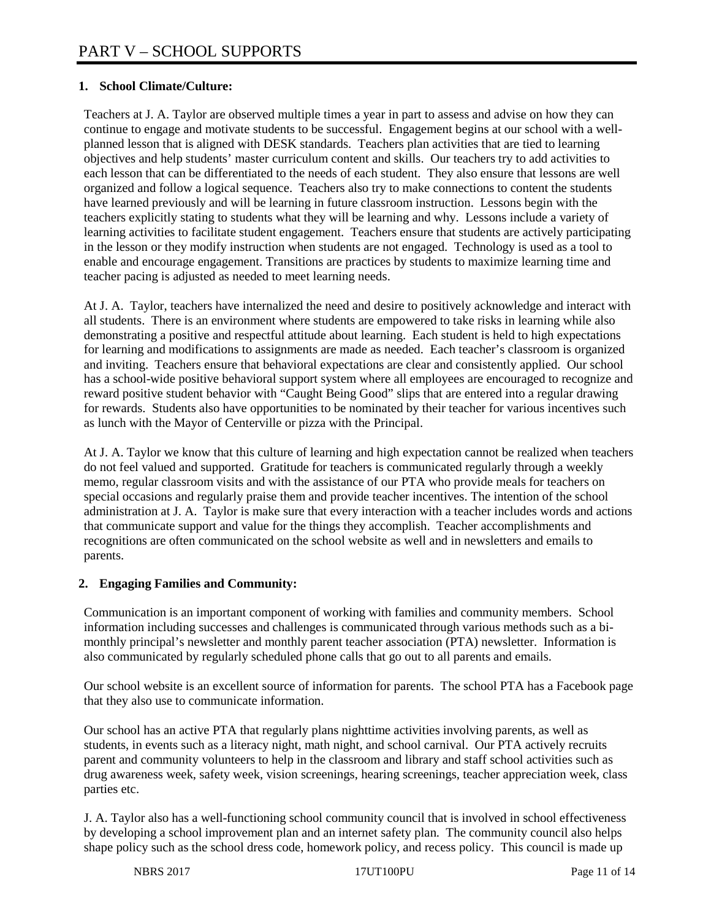# PART V – SCHOOL SUPPORTS

**1. School Climate/Culture:**

Teachers at J. A. Taylor are observed multiple times a year in part to assess and advise on how they can continue to engage and motivate students to be successful. Engagement begins at our school with a well-planned lesson that is aligned with DESK standards. Teachers plan activities that are tied to learning objectives and help students' master curriculum content and skills. Our teachers try to add activities to each lesson that can be differentiated to the needs of each student. They also ensure that lessons are well organized and follow a logical sequence. Teachers also try to make connections to content the students have learned previously and will be learning in future classroom instruction. Lessons begin with the teachers explicitly stating to students what they will be learning and why. Lessons include a variety of learning activities to facilitate student engagement. Teachers ensure that students are actively participating in the lesson or they modify instruction when students are not engaged. Technology is used as a tool to enable and encourage engagement. Transitions are practices by students to maximize learning time and teacher pacing is adjusted as needed to meet learning needs.

At J. A. Taylor, teachers have internalized the need and desire to positively acknowledge and interact with all students. There is an environment where students are empowered to take risks in learning while also demonstrating a positive and respectful attitude about learning. Each student is held to high expectations for learning and modifications to assignments are made as needed. Each teacher's classroom is organized and inviting. Teachers ensure that behavioral expectations are clear and consistently applied. Our school has a school-wide positive behavioral support system where all employees are encouraged to recognize and reward positive student behavior with "Caught Being Good" slips that are entered into a regular drawing for rewards. Students also have opportunities to be nominated by their teacher for various incentives such as lunch with the Mayor of Centerville or pizza with the Principal.

At J. A. Taylor we know that this culture of learning and high expectation cannot be realized when teachers do not feel valued and supported. Gratitude for teachers is communicated regularly through a weekly memo, regular classroom visits and with the assistance of our PTA who provide meals for teachers on special occasions and regularly praise them and provide teacher incentives. The intention of the school administration at J. A. Taylor is make sure that every interaction with a teacher includes words and actions that communicate support and value for the things they accomplish. Teacher accomplishments and recognitions are often communicated on the school website as well and in newsletters and emails to parents.

**2. Engaging Families and Community:**

Communication is an important component of working with families and community members. School information including successes and challenges is communicated through various methods such as a bi-monthly principal's newsletter and monthly parent teacher association (PTA) newsletter. Information is also communicated by regularly scheduled phone calls that go out to all parents and emails.

Our school website is an excellent source of information for parents. The school PTA has a Facebook page that they also use to communicate information.

Our school has an active PTA that regularly plans nighttime activities involving parents, as well as students, in events such as a literacy night, math night, and school carnival. Our PTA actively recruits parent and community volunteers to help in the classroom and library and staff school activities such as drug awareness week, safety week, vision screenings, hearing screenings, teacher appreciation week, class parties etc.

J. A. Taylor also has a well-functioning school community council that is involved in school effectiveness by developing a school improvement plan and an internet safety plan. The community council also helps shape policy such as the school dress code, homework policy, and recess policy. This council is made up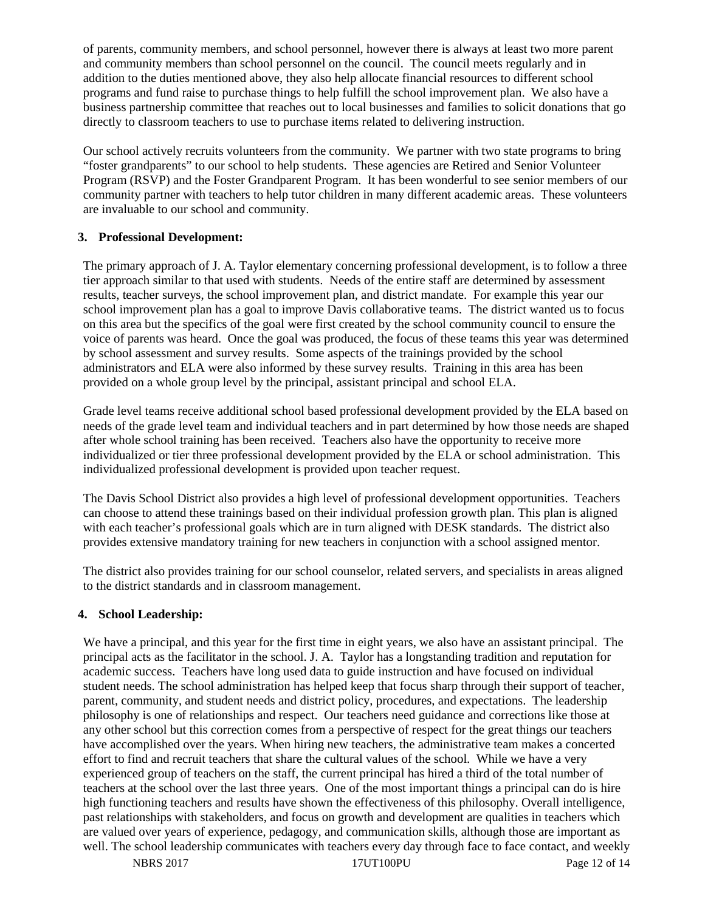of parents, community members, and school personnel, however there is always at least two more parent and community members than school personnel on the council. The council meets regularly and in addition to the duties mentioned above, they also help allocate financial resources to different school programs and fund raise to purchase things to help fulfill the school improvement plan. We also have a business partnership committee that reaches out to local businesses and families to solicit donations that go directly to classroom teachers to use to purchase items related to delivering instruction.

Our school actively recruits volunteers from the community. We partner with two state programs to bring "foster grandparents" to our school to help students. These agencies are Retired and Senior Volunteer Program (RSVP) and the Foster Grandparent Program. It has been wonderful to see senior members of our community partner with teachers to help tutor children in many different academic areas. These volunteers are invaluable to our school and community.

**3. Professional Development:**

The primary approach of J. A. Taylor elementary concerning professional development, is to follow a three tier approach similar to that used with students. Needs of the entire staff are determined by assessment results, teacher surveys, the school improvement plan, and district mandate. For example this year our school improvement plan has a goal to improve Davis collaborative teams. The district wanted us to focus on this area but the specifics of the goal were first created by the school community council to ensure the voice of parents was heard. Once the goal was produced, the focus of these teams this year was determined by school assessment and survey results. Some aspects of the trainings provided by the school administrators and ELA were also informed by these survey results. Training in this area has been provided on a whole group level by the principal, assistant principal and school ELA.

Grade level teams receive additional school based professional development provided by the ELA based on needs of the grade level team and individual teachers and in part determined by how those needs are shaped after whole school training has been received. Teachers also have the opportunity to receive more individualized or tier three professional development provided by the ELA or school administration. This individualized professional development is provided upon teacher request.

The Davis School District also provides a high level of professional development opportunities. Teachers can choose to attend these trainings based on their individual profession growth plan. This plan is aligned with each teacher's professional goals which are in turn aligned with DESK standards. The district also provides extensive mandatory training for new teachers in conjunction with a school assigned mentor.

The district also provides training for our school counselor, related servers, and specialists in areas aligned to the district standards and in classroom management.

**4. School Leadership:**

We have a principal, and this year for the first time in eight years, we also have an assistant principal. The principal acts as the facilitator in the school. J. A. Taylor has a longstanding tradition and reputation for academic success. Teachers have long used data to guide instruction and have focused on individual student needs. The school administration has helped keep that focus sharp through their support of teacher, parent, community, and student needs and district policy, procedures, and expectations. The leadership philosophy is one of relationships and respect. Our teachers need guidance and corrections like those at any other school but this correction comes from a perspective of respect for the great things our teachers have accomplished over the years. When hiring new teachers, the administrative team makes a concerted effort to find and recruit teachers that share the cultural values of the school. While we have a very experienced group of teachers on the staff, the current principal has hired a third of the total number of teachers at the school over the last three years. One of the most important things a principal can do is hire high functioning teachers and results have shown the effectiveness of this philosophy. Overall intelligence, past relationships with stakeholders, and focus on growth and development are qualities in teachers which are valued over years of experience, pedagogy, and communication skills, although those are important as well. The school leadership communicates with teachers every day through face to face contact, and weekly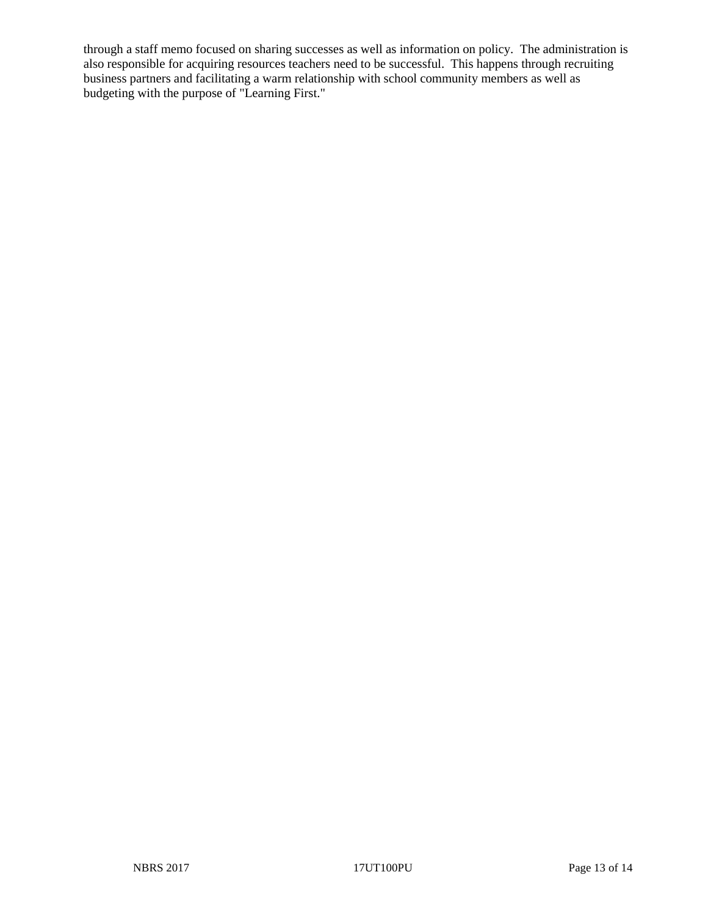through a staff memo focused on sharing successes as well as information on policy.  The administration is also responsible for acquiring resources teachers need to be successful.  This happens through recruiting business partners and facilitating a warm relationship with school community members as well as budgeting with the purpose of "Learning First."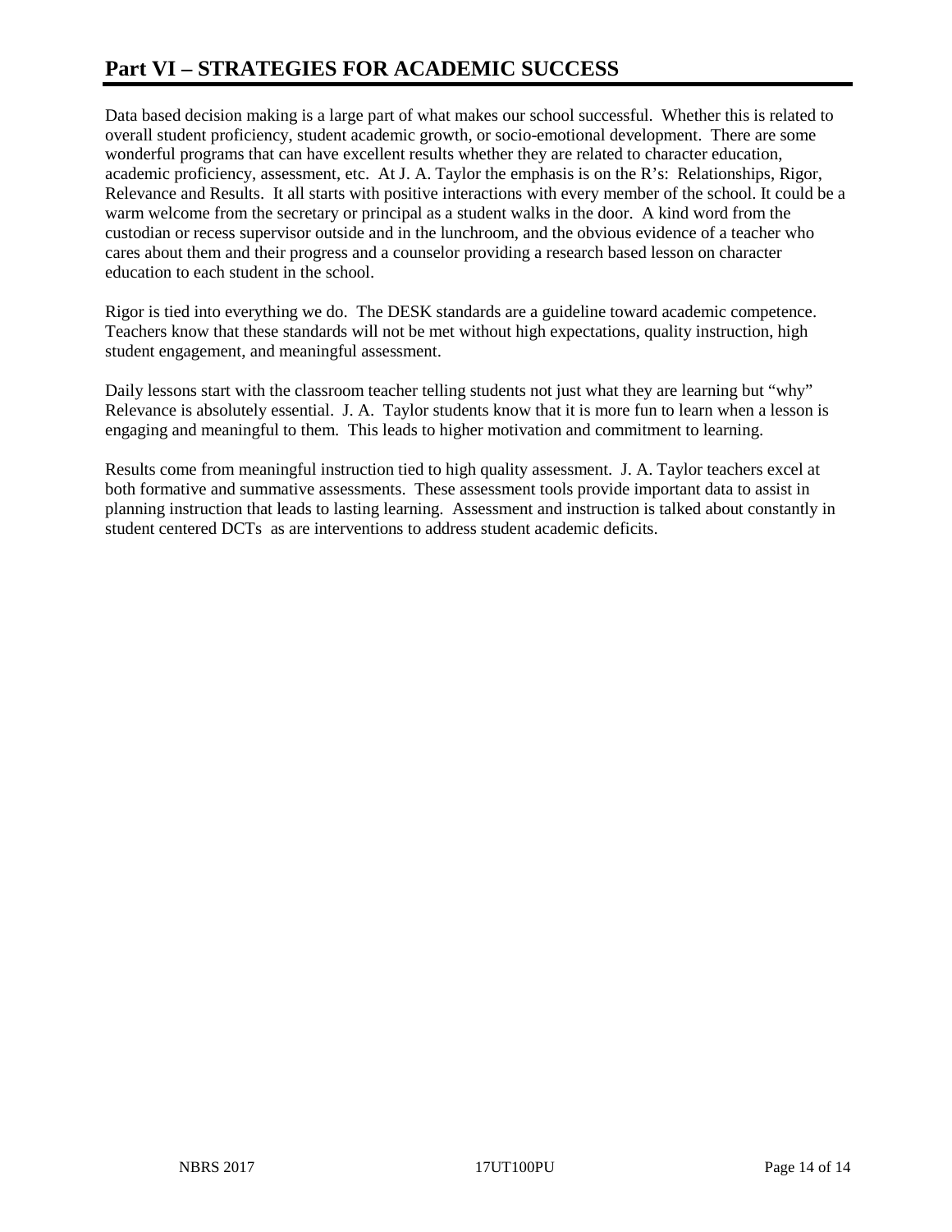# Part VI – STRATEGIES FOR ACADEMIC SUCCESS

Data based decision making is a large part of what makes our school successful. Whether this is related to overall student proficiency, student academic growth, or socio-emotional development. There are some wonderful programs that can have excellent results whether they are related to character education, academic proficiency, assessment, etc. At J. A. Taylor the emphasis is on the R's: Relationships, Rigor, Relevance and Results. It all starts with positive interactions with every member of the school. It could be a warm welcome from the secretary or principal as a student walks in the door. A kind word from the custodian or recess supervisor outside and in the lunchroom, and the obvious evidence of a teacher who cares about them and their progress and a counselor providing a research based lesson on character education to each student in the school.

Rigor is tied into everything we do. The DESK standards are a guideline toward academic competence. Teachers know that these standards will not be met without high expectations, quality instruction, high student engagement, and meaningful assessment.

Daily lessons start with the classroom teacher telling students not just what they are learning but "why" Relevance is absolutely essential. J. A. Taylor students know that it is more fun to learn when a lesson is engaging and meaningful to them. This leads to higher motivation and commitment to learning.

Results come from meaningful instruction tied to high quality assessment. J. A. Taylor teachers excel at both formative and summative assessments. These assessment tools provide important data to assist in planning instruction that leads to lasting learning. Assessment and instruction is talked about constantly in student centered DCTs as are interventions to address student academic deficits.